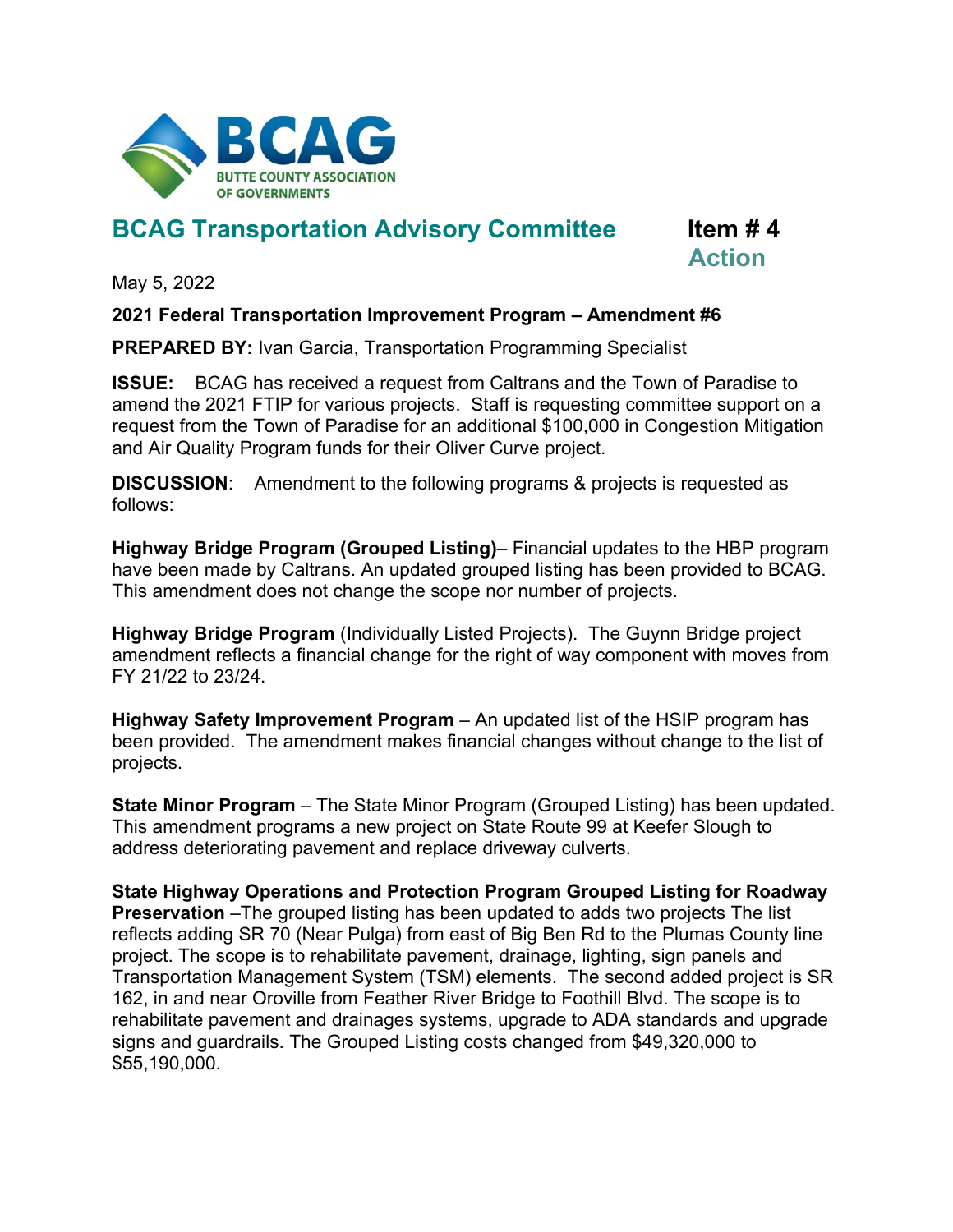**BCAG**
**BUTTE COUNTY ASSOCIATION OF GOVERNMENTS**

## BCAG Transportation Advisory Committee

**Item # 4**
**Action**

May 5, 2022

**2021 Federal Transportation Improvement Program – Amendment #6**

**PREPARED BY:** Ivan Garcia, Transportation Programming Specialist

**ISSUE:** BCAG has received a request from Caltrans and the Town of Paradise to amend the 2021 FTIP for various projects. Staff is requesting committee support on a request from the Town of Paradise for an additional $100,000 in Congestion Mitigation and Air Quality Program funds for their Oliver Curve project.

**DISCUSSION**: Amendment to the following programs & projects is requested as follows:

**Highway Bridge Program (Grouped Listing)**– Financial updates to the HBP program have been made by Caltrans. An updated grouped listing has been provided to BCAG. This amendment does not change the scope nor number of projects.

**Highway Bridge Program** (Individually Listed Projects). The Guynn Bridge project amendment reflects a financial change for the right of way component with moves from FY 21/22 to 23/24.

**Highway Safety Improvement Program** – An updated list of the HSIP program has been provided. The amendment makes financial changes without change to the list of projects.

**State Minor Program** – The State Minor Program (Grouped Listing) has been updated. This amendment programs a new project on State Route 99 at Keefer Slough to address deteriorating pavement and replace driveway culverts.

**State Highway Operations and Protection Program Grouped Listing for Roadway Preservation** –The grouped listing has been updated to adds two projects The list reflects adding SR 70 (Near Pulga) from east of Big Ben Rd to the Plumas County line project. The scope is to rehabilitate pavement, drainage, lighting, sign panels and Transportation Management System (TSM) elements. The second added project is SR 162, in and near Oroville from Feather River Bridge to Foothill Blvd. The scope is to rehabilitate pavement and drainages systems, upgrade to ADA standards and upgrade signs and guardrails. The Grouped Listing costs changed from $49,320,000 to $55,190,000.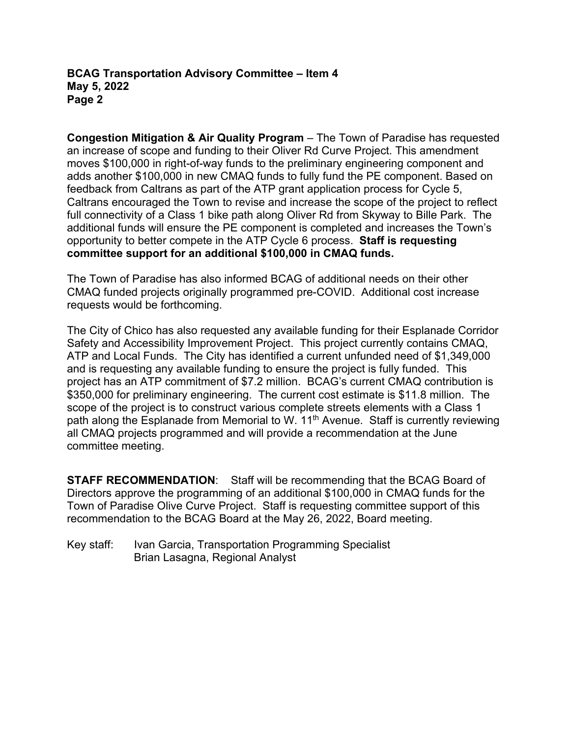**Congestion Mitigation & Air Quality Program** – The Town of Paradise has requested an increase of scope and funding to their Oliver Rd Curve Project. This amendment moves $100,000 in right-of-way funds to the preliminary engineering component and adds another $100,000 in new CMAQ funds to fully fund the PE component. Based on feedback from Caltrans as part of the ATP grant application process for Cycle 5, Caltrans encouraged the Town to revise and increase the scope of the project to reflect full connectivity of a Class 1 bike path along Oliver Rd from Skyway to Bille Park. The additional funds will ensure the PE component is completed and increases the Town's opportunity to better compete in the ATP Cycle 6 process. **Staff is requesting committee support for an additional $100,000 in CMAQ funds.**

The Town of Paradise has also informed BCAG of additional needs on their other CMAQ funded projects originally programmed pre-COVID. Additional cost increase requests would be forthcoming.

The City of Chico has also requested any available funding for their Esplanade Corridor Safety and Accessibility Improvement Project. This project currently contains CMAQ, ATP and Local Funds. The City has identified a current unfunded need of $1,349,000 and is requesting any available funding to ensure the project is fully funded. This project has an ATP commitment of $7.2 million. BCAG's current CMAQ contribution is $350,000 for preliminary engineering. The current cost estimate is $11.8 million. The scope of the project is to construct various complete streets elements with a Class 1 path along the Esplanade from Memorial to W. 11th Avenue. Staff is currently reviewing all CMAQ projects programmed and will provide a recommendation at the June committee meeting.

**STAFF RECOMMENDATION**: Staff will be recommending that the BCAG Board of Directors approve the programming of an additional $100,000 in CMAQ funds for the Town of Paradise Olive Curve Project. Staff is requesting committee support of this recommendation to the BCAG Board at the May 26, 2022, Board meeting.

Key staff: Ivan Garcia, Transportation Programming Specialist
Brian Lasagna, Regional Analyst